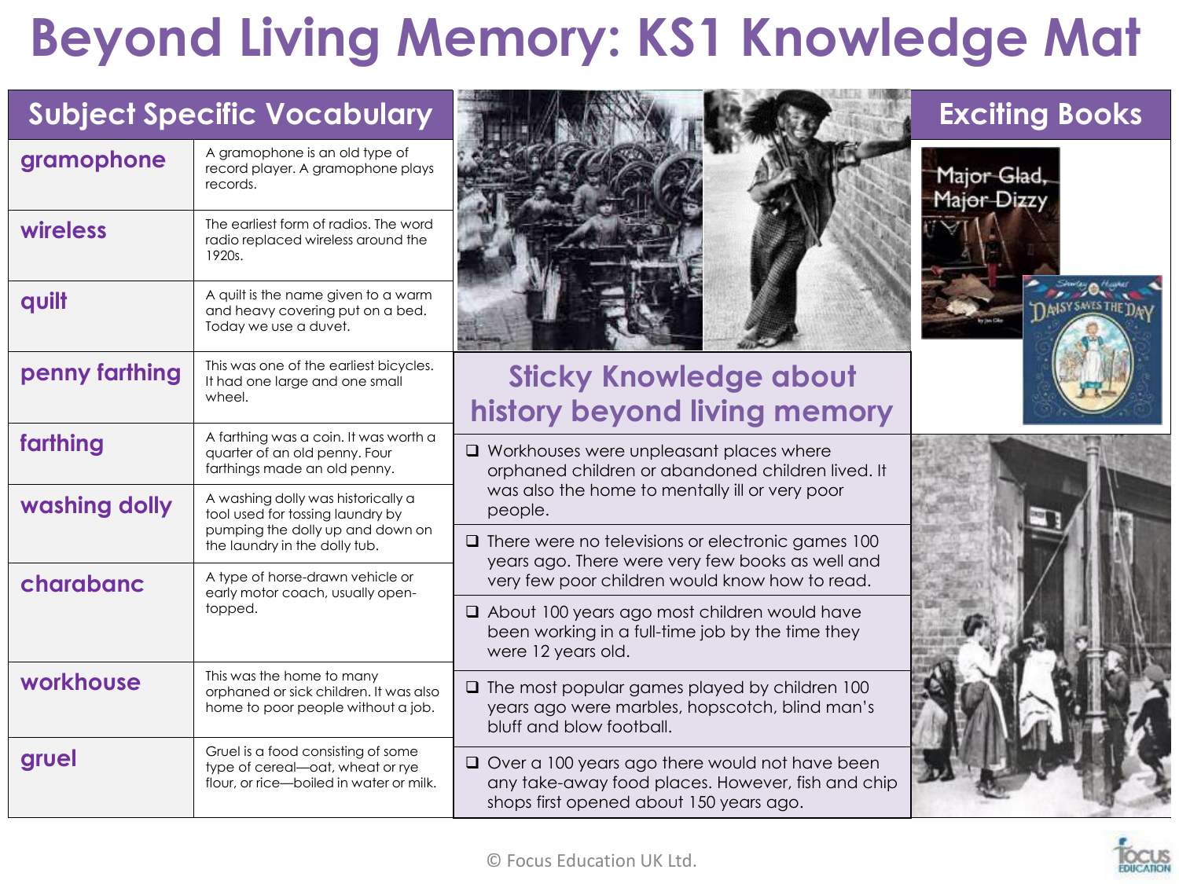# Beyond Living Memory: KS1 Knowledge Mat

## Subject Specific Vocabulary

| | |
|---|---|
| **gramophone** | A gramophone is an old type of record player. A gramophone plays records. |
| **wireless** | The earliest form of radios. The word radio replaced wireless around the 1920s. |
| **quilt** | A quilt is the name given to a warm and heavy covering put on a bed. Today we use a duvet. |
| **penny farthing** | This was one of the earliest bicycles. It had one large and one small wheel. |
| **farthing** | A farthing was a coin. It was worth a quarter of an old penny. Four farthings made an old penny. |
| **washing dolly** | A washing dolly was historically a tool used for tossing laundry by pumping the dolly up and down on the laundry in the dolly tub. |
| **charabanc** | A type of horse-drawn vehicle or early motor coach, usually open-topped. |
| **workhouse** | This was the home to many orphaned or sick children. It was also home to poor people without a job. |
| **gruel** | Gruel is a food consisting of some type of cereal—oat, wheat or rye flour, or rice—boiled in water or milk. |

## Sticky Knowledge about history beyond living memory

- Workhouses were unpleasant places where orphaned children or abandoned children lived. It was also the home to mentally ill or very poor people.
- There were no televisions or electronic games 100 years ago. There were very few books as well and very few poor children would know how to read.
- About 100 years ago most children would have been working in a full-time job by the time they were 12 years old.
- The most popular games played by children 100 years ago were marbles, hopscotch, blind man's bluff and blow football.
- Over a 100 years ago there would not have been any take-away food places. However, fish and chip shops first opened about 150 years ago.

## Exciting Books

- Major Glad, Major Dizzy
- Daisy Saves the Day

© Focus Education UK Ltd.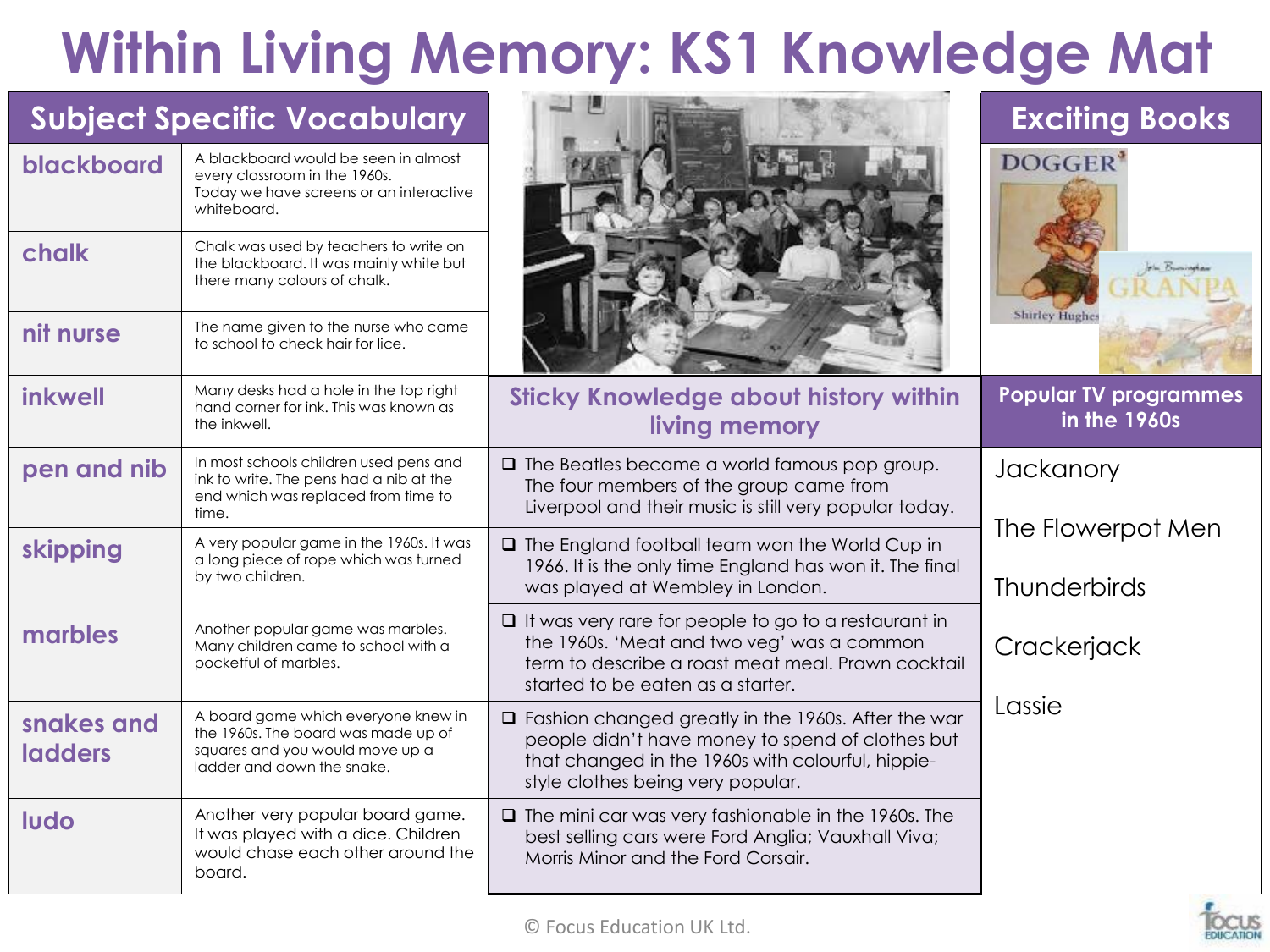# Within Living Memory: KS1 Knowledge Mat

## Subject Specific Vocabulary

| Word | Meaning |
|---|---|
| **blackboard** | A blackboard would be seen in almost every classroom in the 1960s. Today we have screens or an interactive whiteboard. |
| **chalk** | Chalk was used by teachers to write on the blackboard. It was mainly white but there many colours of chalk. |
| **nit nurse** | The name given to the nurse who came to school to check hair for lice. |
| **inkwell** | Many desks had a hole in the top right hand corner for ink. This was known as the inkwell. |
| **pen and nib** | In most schools children used pens and ink to write. The pens had a nib at the end which was replaced from time to time. |
| **skipping** | A very popular game in the 1960s. It was a long piece of rope which was turned by two children. |
| **marbles** | Another popular game was marbles. Many children came to school with a pocketful of marbles. |
| **snakes and ladders** | A board game which everyone knew in the 1960s. The board was made up of squares and you would move up a ladder and down the snake. |
| **ludo** | Another very popular board game. It was played with a dice. Children would chase each other around the board. |

## Sticky Knowledge about history within living memory

- The Beatles became a world famous pop group. The four members of the group came from Liverpool and their music is still very popular today.
- The England football team won the World Cup in 1966. It is the only time England has won it. The final was played at Wembley in London.
- It was very rare for people to go to a restaurant in the 1960s. 'Meat and two veg' was a common term to describe a roast meat meal. Prawn cocktail started to be eaten as a starter.
- Fashion changed greatly in the 1960s. After the war people didn't have money to spend of clothes but that changed in the 1960s with colourful, hippie-style clothes being very popular.
- The mini car was very fashionable in the 1960s. The best selling cars were Ford Anglia; Vauxhall Viva; Morris Minor and the Ford Corsair.

## Exciting Books

- DOGGER – Shirley Hughes
- GRANPA – John Burningham

## Popular TV programmes in the 1960s

- Jackanory
- The Flowerpot Men
- Thunderbirds
- Crackerjack
- Lassie

© Focus Education UK Ltd.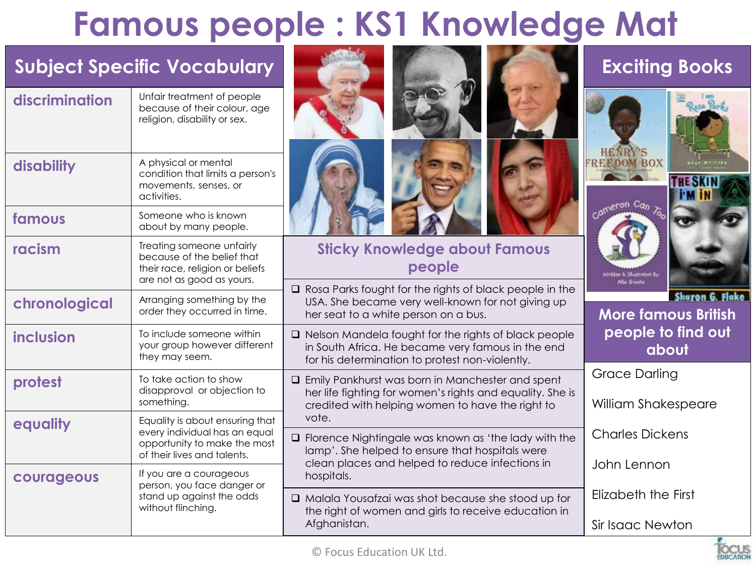# Famous people : KS1 Knowledge Mat

## Subject Specific Vocabulary

| Word | Meaning |
|---|---|
| **discrimination** | Unfair treatment of people because of their colour, age religion, disability or sex. |
| **disability** | A physical or mental condition that limits a person's movements, senses, or activities. |
| **famous** | Someone who is known about by many people. |
| **racism** | Treating someone unfairly because of the belief that their race, religion or beliefs are not as good as yours. |
| **chronological** | Arranging something by the order they occurred in time. |
| **inclusion** | To include someone within your group however different they may seem. |
| **protest** | To take action to show disapproval or objection to something. |
| **equality** | Equality is about ensuring that every individual has an equal opportunity to make the most of their lives and talents. |
| **courageous** | If you are a courageous person, you face danger or stand up against the odds without flinching. |

## Sticky Knowledge about Famous people

- Rosa Parks fought for the rights of black people in the USA. She became very well-known for not giving up her seat to a white person on a bus.
- Nelson Mandela fought for the rights of black people in South Africa. He became very famous in the end for his determination to protest non-violently.
- Emily Pankhurst was born in Manchester and spent her life fighting for women's rights and equality. She is credited with helping women to have the right to vote.
- Florence Nightingale was known as 'the lady with the lamp'. She helped to ensure that hospitals were clean places and helped to reduce infections in hospitals.
- Malala Yousafzai was shot because she stood up for the right of women and girls to receive education in Afghanistan.

## Exciting Books

- Henry's Freedom Box
- I am Rosa Parks
- Cameron Can Too — Written & Illustrated By: Allie Brooke
- The Skin I'm In — Sharon G. Flake

## More famous British people to find out about

- Grace Darling
- William Shakespeare
- Charles Dickens
- John Lennon
- Elizabeth the First
- Sir Isaac Newton

© Focus Education UK Ltd.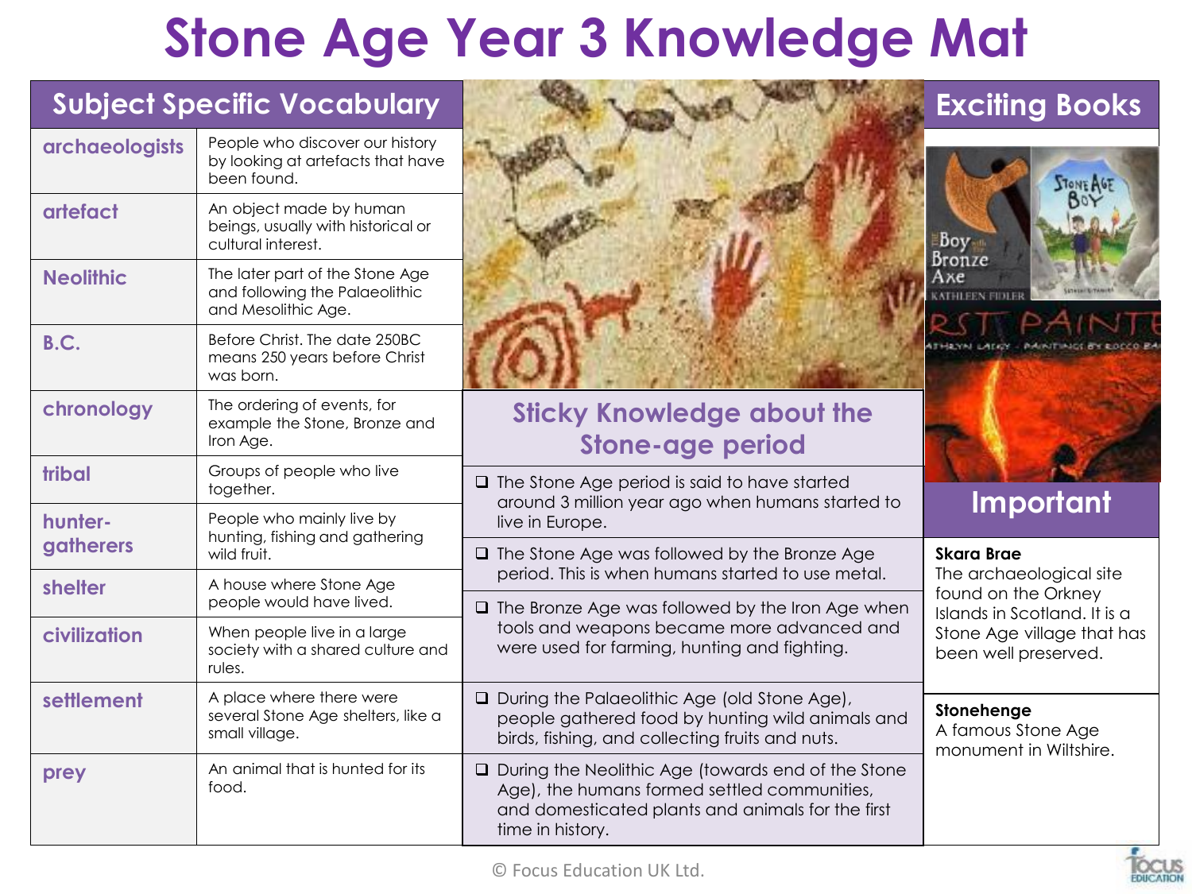# Stone Age Year 3 Knowledge Mat

## Subject Specific Vocabulary

| Word | Meaning |
|---|---|
| archaeologists | People who discover our history by looking at artefacts that have been found. |
| artefact | An object made by human beings, usually with historical or cultural interest. |
| Neolithic | The later part of the Stone Age and following the Palaeolithic and Mesolithic Age. |
| B.C. | Before Christ. The date 250BC means 250 years before Christ was born. |
| chronology | The ordering of events, for example the Stone, Bronze and Iron Age. |
| tribal | Groups of people who live together. |
| hunter-gatherers | People who mainly live by hunting, fishing and gathering wild fruit. |
| shelter | A house where Stone Age people would have lived. |
| civilization | When people live in a large society with a shared culture and rules. |
| settlement | A place where there were several Stone Age shelters, like a small village. |
| prey | An animal that is hunted for its food. |

## Sticky Knowledge about the Stone-age period

- The Stone Age period is said to have started around 3 million year ago when humans started to live in Europe.
- The Stone Age was followed by the Bronze Age period. This is when humans started to use metal.
- The Bronze Age was followed by the Iron Age when tools and weapons became more advanced and were used for farming, hunting and fighting.
- During the Palaeolithic Age (old Stone Age), people gathered food by hunting wild animals and birds, fishing, and collecting fruits and nuts.
- During the Neolithic Age (towards end of the Stone Age), the humans formed settled communities, and domesticated plants and animals for the first time in history.

## Exciting Books

## Important

**Skara Brae**
The archaeological site found on the Orkney Islands in Scotland. It is a Stone Age village that has been well preserved.

**Stonehenge**
A famous Stone Age monument in Wiltshire.

© Focus Education UK Ltd.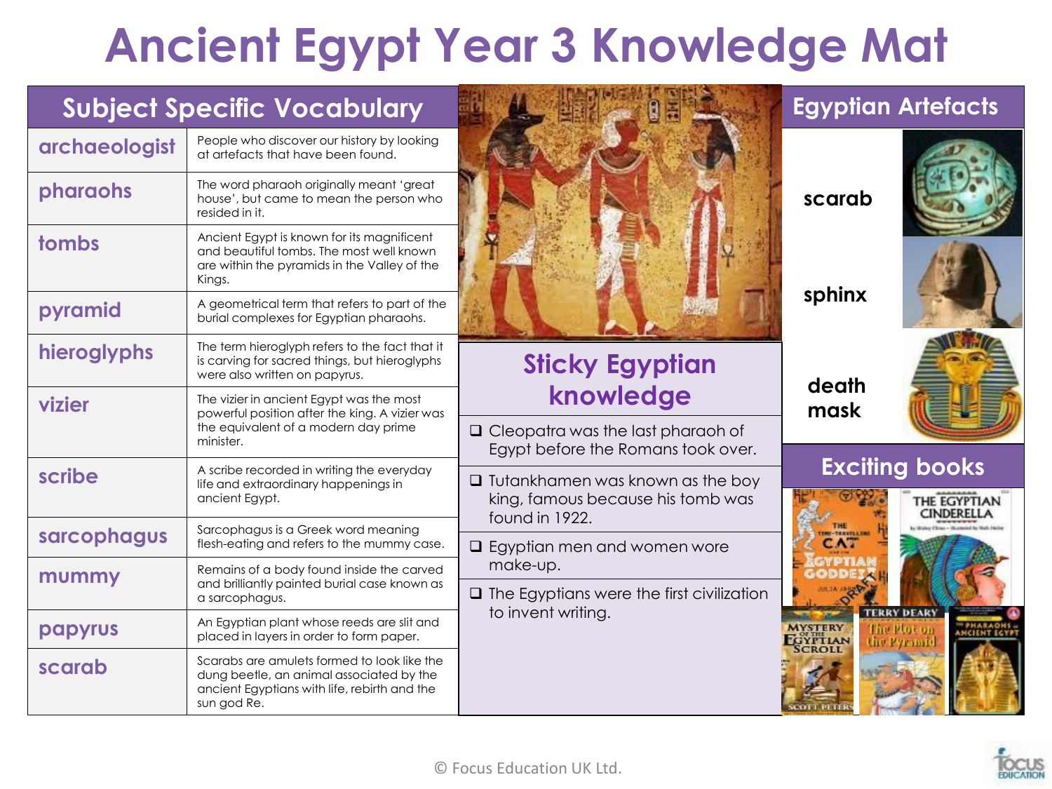# Ancient Egypt Year 3 Knowledge Mat

## Subject Specific Vocabulary

| Subject Specific Vocabulary | |
|---|---|
| archaeologist | People who discover our history by looking at artefacts that have been found. |
| pharaohs | The word pharaoh originally meant 'great house', but came to mean the person who resided in it. |
| tombs | Ancient Egypt is known for its magnificent and beautiful tombs. The most well known are within the pyramids in the Valley of the Kings. |
| pyramid | A geometrical term that refers to part of the burial complexes for Egyptian pharaohs. |
| hieroglyphs | The term hieroglyph refers to the fact that it is carving for sacred things, but hieroglyphs were also written on papyrus. |
| vizier | The vizier in ancient Egypt was the most powerful position after the king. A vizier was the equivalent of a modern day prime minister. |
| scribe | A scribe recorded in writing the everyday life and extraordinary happenings in ancient Egypt. |
| sarcophagus | Sarcophagus is a Greek word meaning flesh-eating and refers to the mummy case. |
| mummy | Remains of a body found inside the carved and brilliantly painted burial case known as a sarcophagus. |
| papyrus | An Egyptian plant whose reeds are slit and placed in layers in order to form paper. |
| scarab | Scarabs are amulets formed to look like the dung beetle, an animal associated by the ancient Egyptians with life, rebirth and the sun god Re. |

## Sticky Egyptian knowledge

- ❑ Cleopatra was the last pharaoh of Egypt before the Romans took over.
- ❑ Tutankhamen was known as the boy king, famous because his tomb was found in 1922.
- ❑ Egyptian men and women wore make-up.
- ❑ The Egyptians were the first civilization to invent writing.

## Egyptian Artefacts

- scarab
- sphinx
- death mask

## Exciting books

© Focus Education UK Ltd.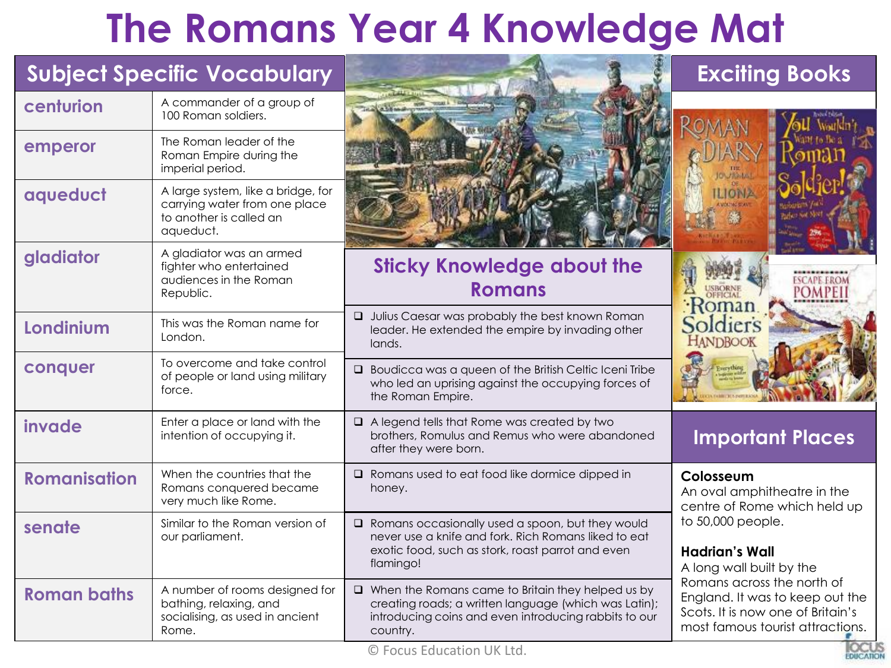# The Romans Year 4 Knowledge Mat

## Subject Specific Vocabulary

| | |
|---|---|
| **centurion** | A commander of a group of 100 Roman soldiers. |
| **emperor** | The Roman leader of the Roman Empire during the imperial period. |
| **aqueduct** | A large system, like a bridge, for carrying water from one place to another is called an aqueduct. |
| **gladiator** | A gladiator was an armed fighter who entertained audiences in the Roman Republic. |
| **Londinium** | This was the Roman name for London. |
| **conquer** | To overcome and take control of people or land using military force. |
| **invade** | Enter a place or land with the intention of occupying it. |
| **Romanisation** | When the countries that the Romans conquered became very much like Rome. |
| **senate** | Similar to the Roman version of our parliament. |
| **Roman baths** | A number of rooms designed for bathing, relaxing, and socialising, as used in ancient Rome. |

## Sticky Knowledge about the Romans

- Julius Caesar was probably the best known Roman leader. He extended the empire by invading other lands.
- Boudicca was a queen of the British Celtic Iceni Tribe who led an uprising against the occupying forces of the Roman Empire.
- A legend tells that Rome was created by two brothers, Romulus and Remus who were abandoned after they were born.
- Romans used to eat food like dormice dipped in honey.
- Romans occasionally used a spoon, but they would never use a knife and fork. Rich Romans liked to eat exotic food, such as stork, roast parrot and even flamingo!
- When the Romans came to Britain they helped us by creating roads; a written language (which was Latin); introducing coins and even introducing rabbits to our country.

## Exciting Books

- Roman Diary: The Journal of Iliona, A Young Slave
- You Wouldn't Want to Be a Roman Soldier!
- Usborne Official Roman Soldier's Handbook
- Escape from Pompeii

## Important Places

**Colosseum**
An oval amphitheatre in the centre of Rome which held up to 50,000 people.

**Hadrian's Wall**
A long wall built by the Romans across the north of England. It was to keep out the Scots. It is now one of Britain's most famous tourist attractions.

© Focus Education UK Ltd.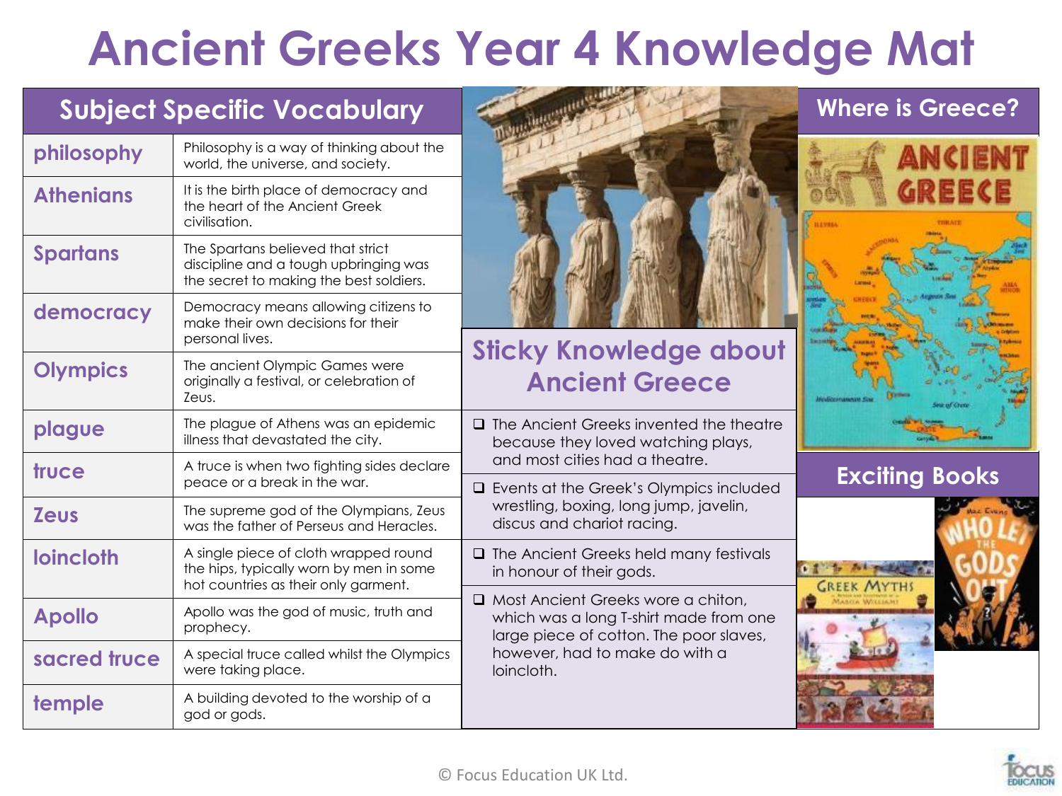# Ancient Greeks Year 4 Knowledge Mat

## Subject Specific Vocabulary

| | |
|---|---|
| **philosophy** | Philosophy is a way of thinking about the world, the universe, and society. |
| **Athenians** | It is the birth place of democracy and the heart of the Ancient Greek civilisation. |
| **Spartans** | The Spartans believed that strict discipline and a tough upbringing was the secret to making the best soldiers. |
| **democracy** | Democracy means allowing citizens to make their own decisions for their personal lives. |
| **Olympics** | The ancient Olympic Games were originally a festival, or celebration of Zeus. |
| **plague** | The plague of Athens was an epidemic illness that devastated the city. |
| **truce** | A truce is when two fighting sides declare peace or a break in the war. |
| **Zeus** | The supreme god of the Olympians, Zeus was the father of Perseus and Heracles. |
| **loincloth** | A single piece of cloth wrapped round the hips, typically worn by men in some hot countries as their only garment. |
| **Apollo** | Apollo was the god of music, truth and prophecy. |
| **sacred truce** | A special truce called whilst the Olympics were taking place. |
| **temple** | A building devoted to the worship of a god or gods. |

## Sticky Knowledge about Ancient Greece

- The Ancient Greeks invented the theatre because they loved watching plays, and most cities had a theatre.
- Events at the Greek's Olympics included wrestling, boxing, long jump, javelin, discus and chariot racing.
- The Ancient Greeks held many festivals in honour of their gods.
- Most Ancient Greeks wore a chiton, which was a long T-shirt made from one large piece of cotton. The poor slaves, however, had to make do with a loincloth.

## Where is Greece?

## Exciting Books

© Focus Education UK Ltd.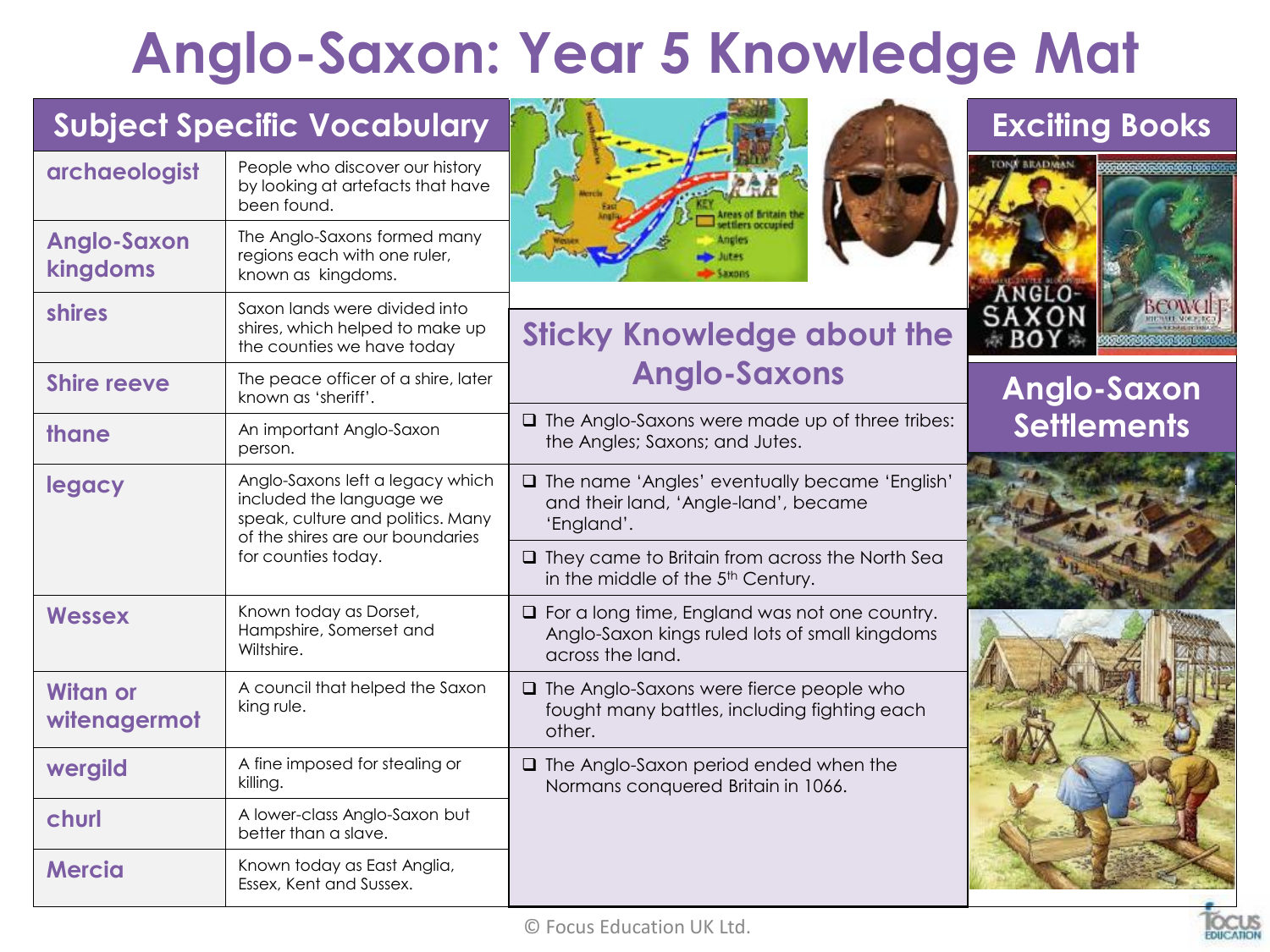# Anglo-Saxon: Year 5 Knowledge Mat

## Subject Specific Vocabulary

| Term | Definition |
|---|---|
| archaeologist | People who discover our history by looking at artefacts that have been found. |
| Anglo-Saxon kingdoms | The Anglo-Saxons formed many regions each with one ruler, known as kingdoms. |
| shires | Saxon lands were divided into shires, which helped to make up the counties we have today |
| Shire reeve | The peace officer of a shire, later known as 'sheriff'. |
| thane | An important Anglo-Saxon person. |
| legacy | Anglo-Saxons left a legacy which included the language we speak, culture and politics. Many of the shires are our boundaries for counties today. |
| Wessex | Known today as Dorset, Hampshire, Somerset and Wiltshire. |
| Witan or witenagermot | A council that helped the Saxon king rule. |
| wergild | A fine imposed for stealing or killing. |
| churl | A lower-class Anglo-Saxon but better than a slave. |
| Mercia | Known today as East Anglia, Essex, Kent and Sussex. |

## Sticky Knowledge about the Anglo-Saxons

- The Anglo-Saxons were made up of three tribes: the Angles; Saxons; and Jutes.
- The name 'Angles' eventually became 'English' and their land, 'Angle-land', became 'England'.
- They came to Britain from across the North Sea in the middle of the 5th Century.
- For a long time, England was not one country. Anglo-Saxon kings ruled lots of small kingdoms across the land.
- The Anglo-Saxons were fierce people who fought many battles, including fighting each other.
- The Anglo-Saxon period ended when the Normans conquered Britain in 1066.

## Exciting Books

## Anglo-Saxon Settlements

© Focus Education UK Ltd.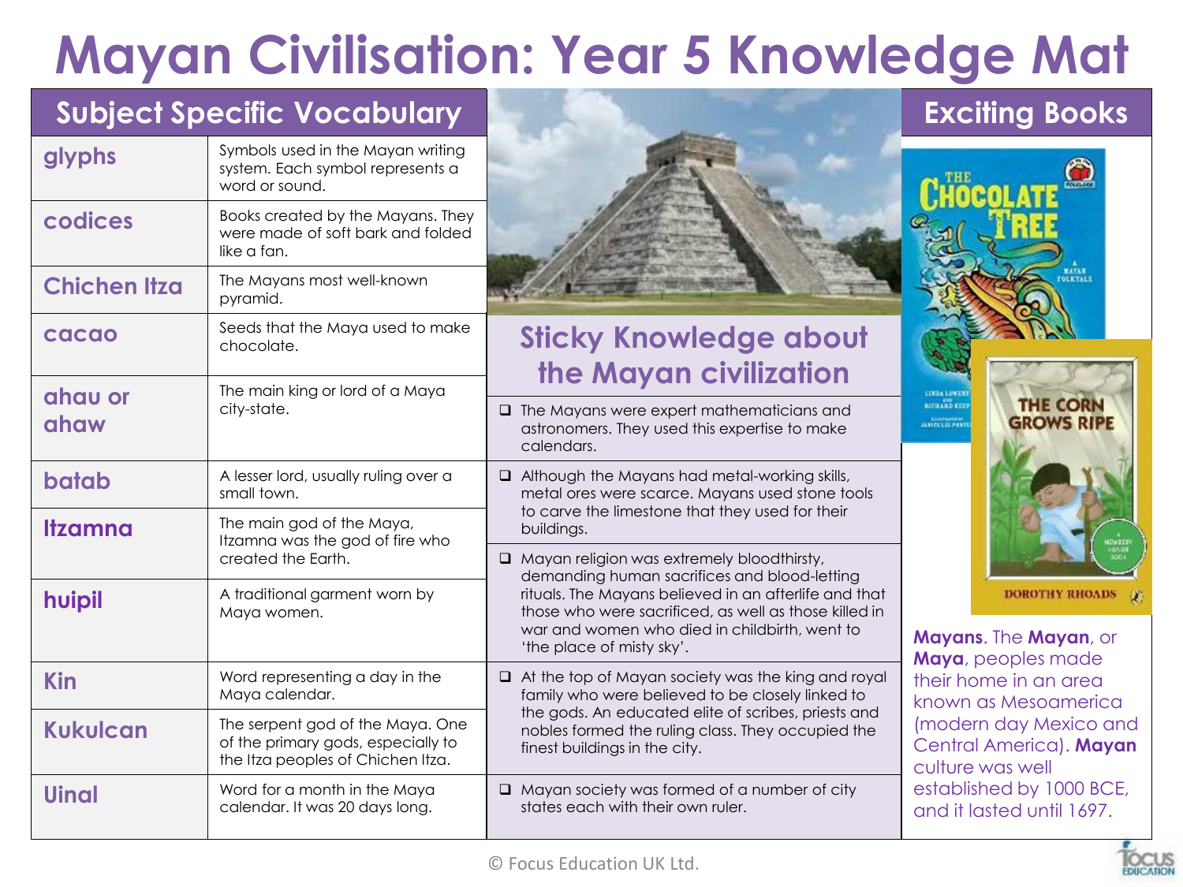# Mayan Civilisation: Year 5 Knowledge Mat

## Subject Specific Vocabulary

| Term | Definition |
|---|---|
| **glyphs** | Symbols used in the Mayan writing system. Each symbol represents a word or sound. |
| **codices** | Books created by the Mayans. They were made of soft bark and folded like a fan. |
| **Chichen Itza** | The Mayans most well-known pyramid. |
| **cacao** | Seeds that the Maya used to make chocolate. |
| **ahau or ahaw** | The main king or lord of a Maya city-state. |
| **batab** | A lesser lord, usually ruling over a small town. |
| **Itzamna** | The main god of the Maya, Itzamna was the god of fire who created the Earth. |
| **huipil** | A traditional garment worn by Maya women. |
| **Kin** | Word representing a day in the Maya calendar. |
| **Kukulcan** | The serpent god of the Maya. One of the primary gods, especially to the Itza peoples of Chichen Itza. |
| **Uinal** | Word for a month in the Maya calendar. It was 20 days long. |

## Sticky Knowledge about the Mayan civilization

- The Mayans were expert mathematicians and astronomers. They used this expertise to make calendars.
- Although the Mayans had metal-working skills, metal ores were scarce. Mayans used stone tools to carve the limestone that they used for their buildings.
- Mayan religion was extremely bloodthirsty, demanding human sacrifices and blood-letting rituals. The Mayans believed in an afterlife and that those who were sacrificed, as well as those killed in war and women who died in childbirth, went to 'the place of misty sky'.
- At the top of Mayan society was the king and royal family who were believed to be closely linked to the gods. An educated elite of scribes, priests and nobles formed the ruling class. They occupied the finest buildings in the city.
- Mayan society was formed of a number of city states each with their own ruler.

## Exciting Books

- The Chocolate Tree: A Mayan Folktale
- The Corn Grows Ripe – Dorothy Rhoads

**Mayans**. The **Mayan**, or **Maya**, peoples made their home in an area known as Mesoamerica (modern day Mexico and Central America). **Mayan** culture was well established by 1000 BCE, and it lasted until 1697.

© Focus Education UK Ltd.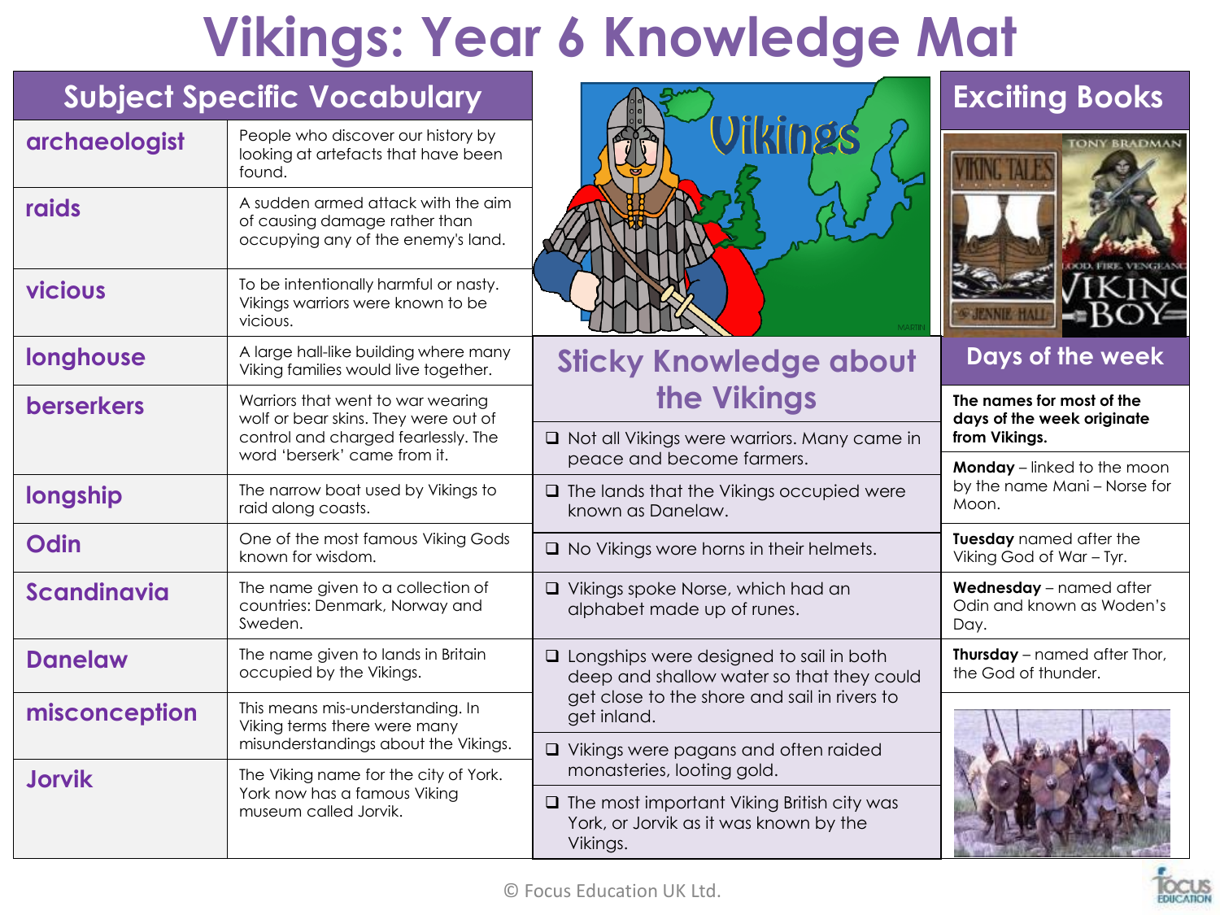# Vikings: Year 6 Knowledge Mat

## Subject Specific Vocabulary

| Word | Meaning |
|---|---|
| **archaeologist** | People who discover our history by looking at artefacts that have been found. |
| **raids** | A sudden armed attack with the aim of causing damage rather than occupying any of the enemy's land. |
| **vicious** | To be intentionally harmful or nasty. Vikings warriors were known to be vicious. |
| **longhouse** | A large hall-like building where many Viking families would live together. |
| **berserkers** | Warriors that went to war wearing wolf or bear skins. They were out of control and charged fearlessly. The word 'berserk' came from it. |
| **longship** | The narrow boat used by Vikings to raid along coasts. |
| **Odin** | One of the most famous Viking Gods known for wisdom. |
| **Scandinavia** | The name given to a collection of countries: Denmark, Norway and Sweden. |
| **Danelaw** | The name given to lands in Britain occupied by the Vikings. |
| **misconception** | This means mis-understanding. In Viking terms there were many misunderstandings about the Vikings. |
| **Jorvik** | The Viking name for the city of York. York now has a famous Viking museum called Jorvik. |

## Sticky Knowledge about the Vikings

- Not all Vikings were warriors. Many came in peace and become farmers.
- The lands that the Vikings occupied were known as Danelaw.
- No Vikings wore horns in their helmets.
- Vikings spoke Norse, which had an alphabet made up of runes.
- Longships were designed to sail in both deep and shallow water so that they could get close to the shore and sail in rivers to get inland.
- Vikings were pagans and often raided monasteries, looting gold.
- The most important Viking British city was York, or Jorvik as it was known by the Vikings.

## Exciting Books

- Viking Tales – Jennie Hall
- Viking Boy – Tony Bradman

## Days of the week

**The names for most of the days of the week originate from Vikings.**

**Monday** – linked to the moon by the name Mani – Norse for Moon.

**Tuesday** named after the Viking God of War – Tyr.

**Wednesday** – named after Odin and known as Woden's Day.

**Thursday** – named after Thor, the God of thunder.

© Focus Education UK Ltd.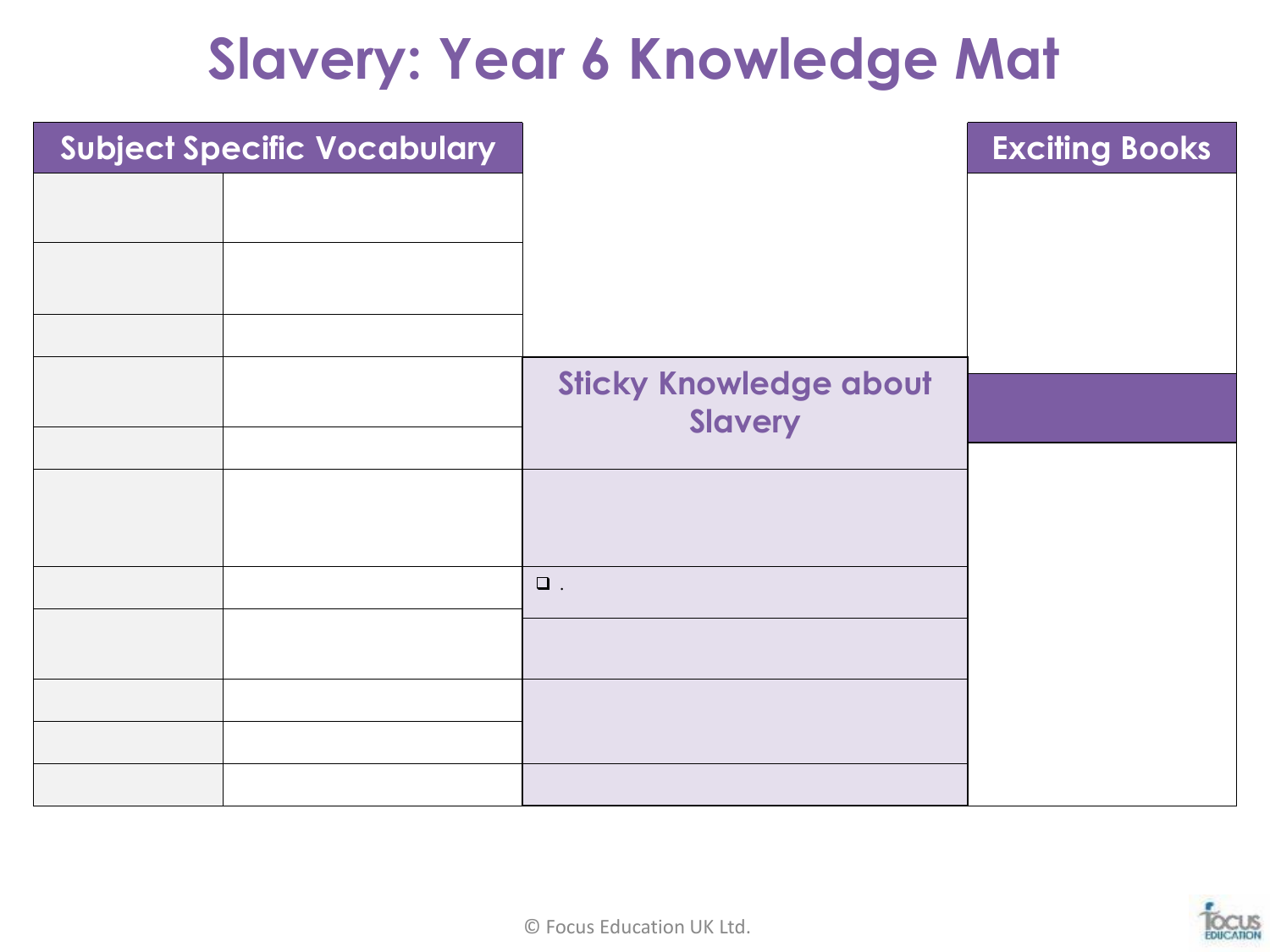# Slavery: Year 6 Knowledge Mat

## Subject Specific Vocabulary

| | |
|---|---|
| | |
| | |
| | |
| | |
| | |
| | |
| | |
| | |
| | |
| | |
| | |

## Sticky Knowledge about Slavery

- ❑ .

## Exciting Books